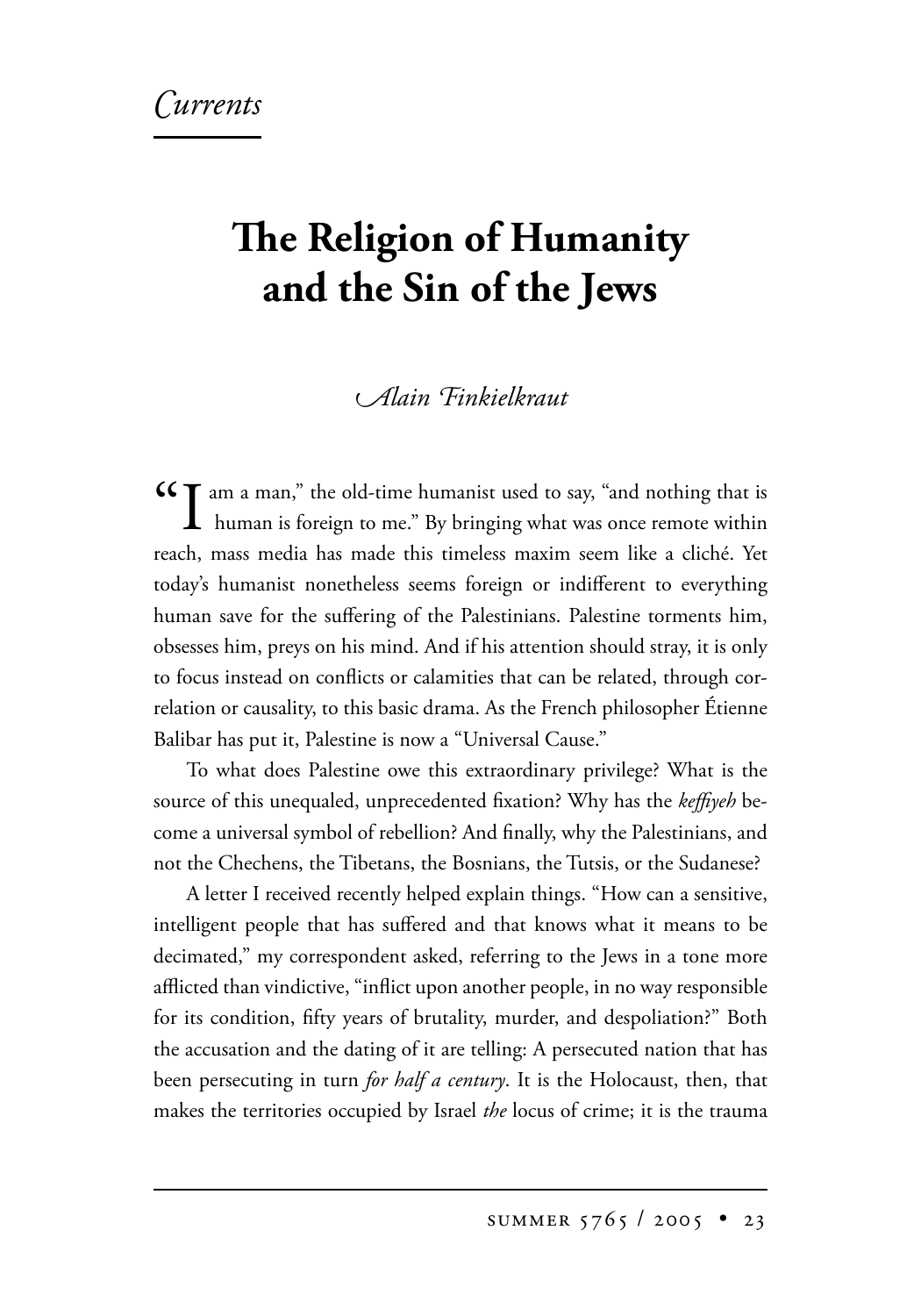*Currents*

# The Religion of Humanity and the Sin of the Jews

*Alain Finkielkraut*

"I am a man," the old-time humanist used to say, "and nothing that is human is foreign to me." By bringing what was once remote within reach, mass media has made this timeless maxim seem like a cliché. Yet today's humanist nonetheless seems foreign or indifferent to everything human save for the suffering of the Palestinians. Palestine torments him, obsesses him, preys on his mind. And if his attention should stray, it is only to focus instead on conflicts or calamities that can be related, through correlation or causality, to this basic drama. As the French philosopher Étienne Balibar has put it, Palestine is now a "Universal Cause."

To what does Palestine owe this extraordinary privilege? What is the source of this unequaled, unprecedented fixation? Why has the *keffiyeh* become a universal symbol of rebellion? And finally, why the Palestinians, and not the Chechens, the Tibetans, the Bosnians, the Tutsis, or the Sudanese?

A letter I received recently helped explain things. "How can a sensitive, intelligent people that has suffered and that knows what it means to be decimated," my correspondent asked, referring to the Jews in a tone more afflicted than vindictive, "inflict upon another people, in no way responsible for its condition, fifty years of brutality, murder, and despoliation?" Both the accusation and the dating of it are telling: A persecuted nation that has been persecuting in turn *for half a century*. It is the Holocaust, then, that makes the territories occupied by Israel *the* locus of crime; it is the trauma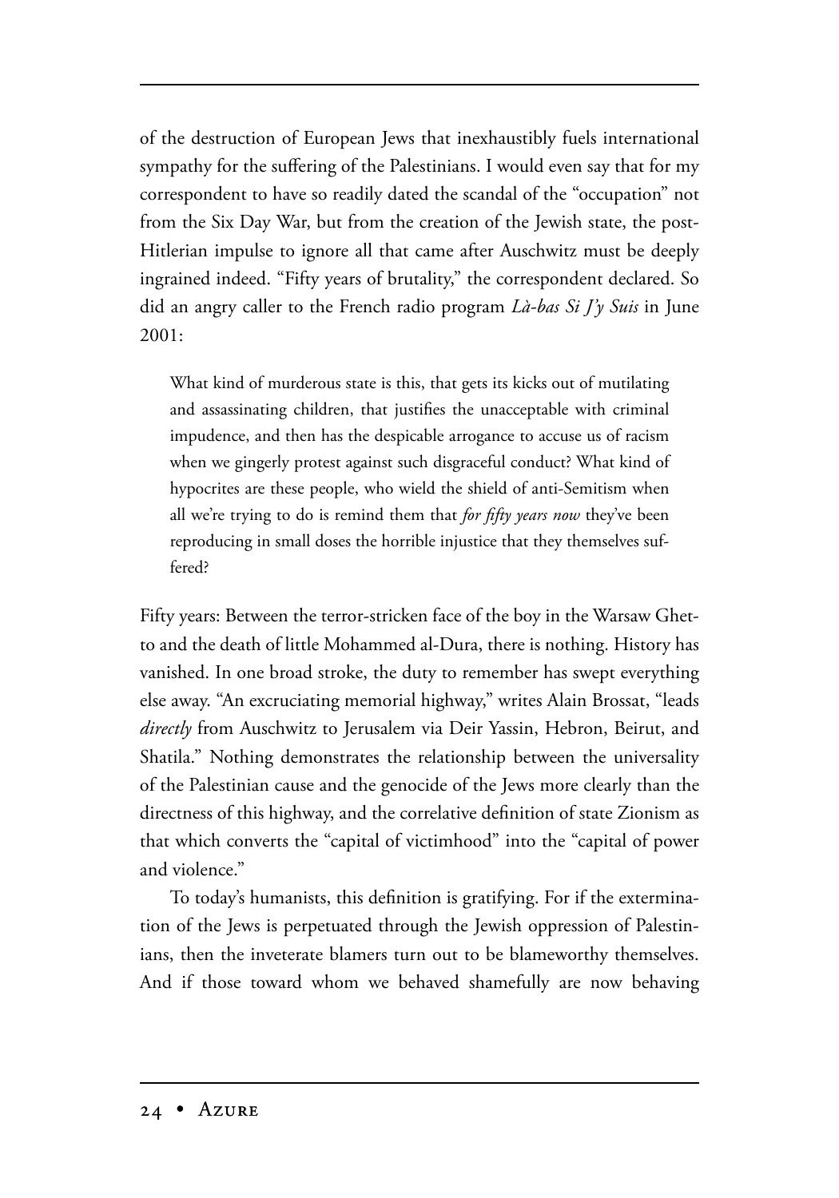of the destruction of European Jews that inexhaustibly fuels international sympathy for the suffering of the Palestinians. I would even say that for my correspondent to have so readily dated the scandal of the "occupation" not from the Six Day War, but from the creation of the Jewish state, the post-Hitlerian impulse to ignore all that came after Auschwitz must be deeply ingrained indeed. "Fifty years of brutality," the correspondent declared. So did an angry caller to the French radio program *Là-bas Si J'y Suis* in June 2001:

> What kind of murderous state is this, that gets its kicks out of mutilating and assassinating children, that justifies the unacceptable with criminal impudence, and then has the despicable arrogance to accuse us of racism when we gingerly protest against such disgraceful conduct? What kind of hypocrites are these people, who wield the shield of anti-Semitism when all we're trying to do is remind them that *for fifty years now* they've been reproducing in small doses the horrible injustice that they themselves suffered?

Fifty years: Between the terror-stricken face of the boy in the Warsaw Ghetto and the death of little Mohammed al-Dura, there is nothing. History has vanished. In one broad stroke, the duty to remember has swept everything else away. "An excruciating memorial highway," writes Alain Brossat, "leads *directly* from Auschwitz to Jerusalem via Deir Yassin, Hebron, Beirut, and Shatila." Nothing demonstrates the relationship between the universality of the Palestinian cause and the genocide of the Jews more clearly than the directness of this highway, and the correlative definition of state Zionism as that which converts the "capital of victimhood" into the "capital of power and violence."

To today's humanists, this definition is gratifying. For if the extermination of the Jews is perpetuated through the Jewish oppression of Palestinians, then the inveterate blamers turn out to be blameworthy themselves. And if those toward whom we behaved shamefully are now behaving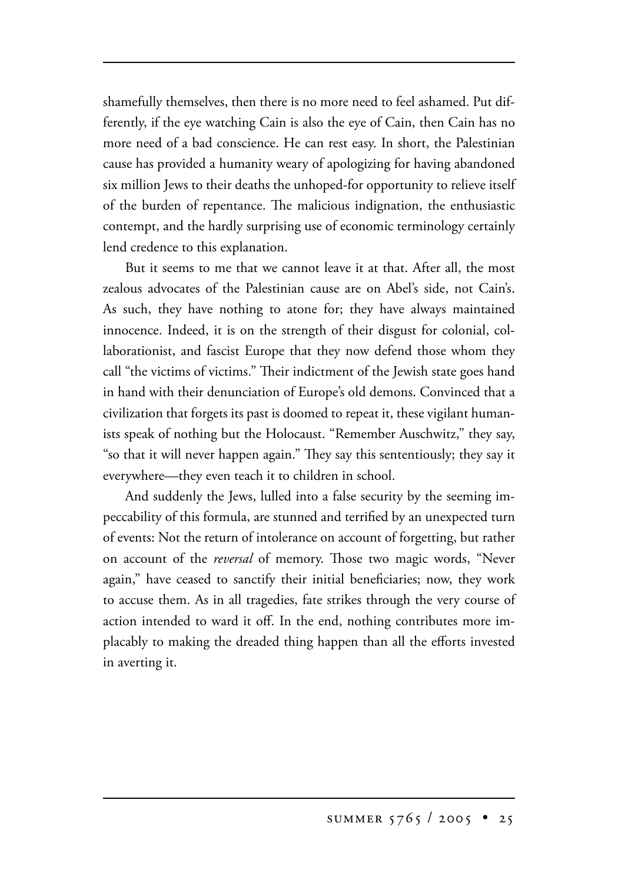shamefully themselves, then there is no more need to feel ashamed. Put differently, if the eye watching Cain is also the eye of Cain, then Cain has no more need of a bad conscience. He can rest easy. In short, the Palestinian cause has provided a humanity weary of apologizing for having abandoned six million Jews to their deaths the unhoped-for opportunity to relieve itself of the burden of repentance. The malicious indignation, the enthusiastic contempt, and the hardly surprising use of economic terminology certainly lend credence to this explanation.

But it seems to me that we cannot leave it at that. After all, the most zealous advocates of the Palestinian cause are on Abel's side, not Cain's. As such, they have nothing to atone for; they have always maintained innocence. Indeed, it is on the strength of their disgust for colonial, collaborationist, and fascist Europe that they now defend those whom they call "the victims of victims." Their indictment of the Jewish state goes hand in hand with their denunciation of Europe's old demons. Convinced that a civilization that forgets its past is doomed to repeat it, these vigilant humanists speak of nothing but the Holocaust. "Remember Auschwitz," they say, "so that it will never happen again." They say this sententiously; they say it everywhere—they even teach it to children in school.

And suddenly the Jews, lulled into a false security by the seeming impeccability of this formula, are stunned and terrified by an unexpected turn of events: Not the return of intolerance on account of forgetting, but rather on account of the *reversal* of memory. Those two magic words, "Never again," have ceased to sanctify their initial beneficiaries; now, they work to accuse them. As in all tragedies, fate strikes through the very course of action intended to ward it off. In the end, nothing contributes more implacably to making the dreaded thing happen than all the efforts invested in averting it.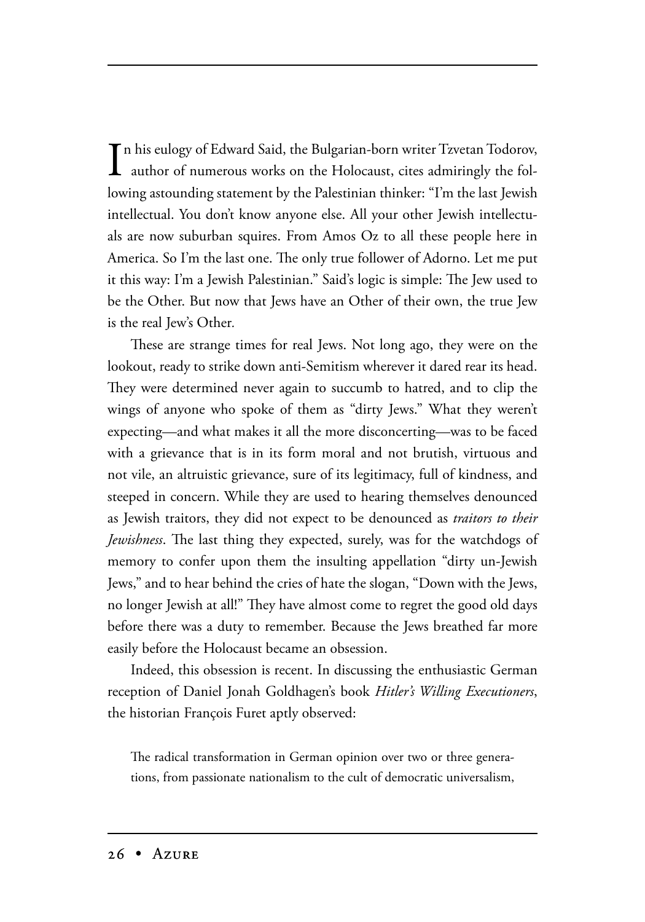In his eulogy of Edward Said, the Bulgarian-born writer Tzvetan Todorov, author of numerous works on the Holocaust, cites admiringly the following astounding statement by the Palestinian thinker: "I'm the last Jewish intellectual. You don't know anyone else. All your other Jewish intellectuals are now suburban squires. From Amos Oz to all these people here in America. So I'm the last one. The only true follower of Adorno. Let me put it this way: I'm a Jewish Palestinian." Said's logic is simple: The Jew used to be the Other. But now that Jews have an Other of their own, the true Jew is the real Jew's Other.

These are strange times for real Jews. Not long ago, they were on the lookout, ready to strike down anti-Semitism wherever it dared rear its head. They were determined never again to succumb to hatred, and to clip the wings of anyone who spoke of them as "dirty Jews." What they weren't expecting—and what makes it all the more disconcerting—was to be faced with a grievance that is in its form moral and not brutish, virtuous and not vile, an altruistic grievance, sure of its legitimacy, full of kindness, and steeped in concern. While they are used to hearing themselves denounced as Jewish traitors, they did not expect to be denounced as *traitors to their Jewishness*. The last thing they expected, surely, was for the watchdogs of memory to confer upon them the insulting appellation "dirty un-Jewish Jews," and to hear behind the cries of hate the slogan, "Down with the Jews, no longer Jewish at all!" They have almost come to regret the good old days before there was a duty to remember. Because the Jews breathed far more easily before the Holocaust became an obsession.

Indeed, this obsession is recent. In discussing the enthusiastic German reception of Daniel Jonah Goldhagen's book *Hitler's Willing Executioners*, the historian François Furet aptly observed:

> The radical transformation in German opinion over two or three generations, from passionate nationalism to the cult of democratic universalism,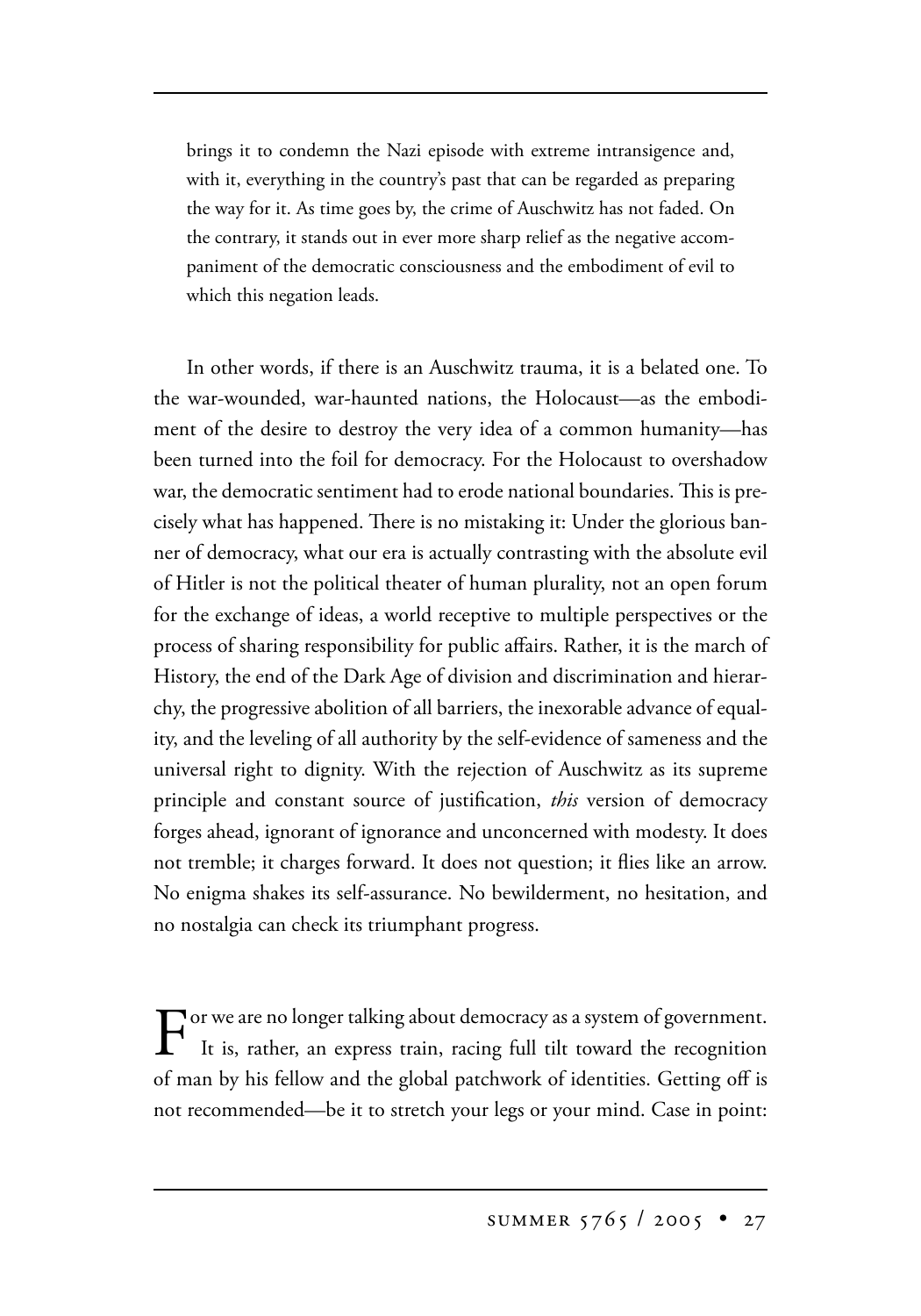> brings it to condemn the Nazi episode with extreme intransigence and, with it, everything in the country's past that can be regarded as preparing the way for it. As time goes by, the crime of Auschwitz has not faded. On the contrary, it stands out in ever more sharp relief as the negative accompaniment of the democratic consciousness and the embodiment of evil to which this negation leads.

In other words, if there is an Auschwitz trauma, it is a belated one. To the war-wounded, war-haunted nations, the Holocaust—as the embodiment of the desire to destroy the very idea of a common humanity—has been turned into the foil for democracy. For the Holocaust to overshadow war, the democratic sentiment had to erode national boundaries. This is precisely what has happened. There is no mistaking it: Under the glorious banner of democracy, what our era is actually contrasting with the absolute evil of Hitler is not the political theater of human plurality, not an open forum for the exchange of ideas, a world receptive to multiple perspectives or the process of sharing responsibility for public affairs. Rather, it is the march of History, the end of the Dark Age of division and discrimination and hierarchy, the progressive abolition of all barriers, the inexorable advance of equality, and the leveling of all authority by the self-evidence of sameness and the universal right to dignity. With the rejection of Auschwitz as its supreme principle and constant source of justification, *this* version of democracy forges ahead, ignorant of ignorance and unconcerned with modesty. It does not tremble; it charges forward. It does not question; it flies like an arrow. No enigma shakes its self-assurance. No bewilderment, no hesitation, and no nostalgia can check its triumphant progress.

For we are no longer talking about democracy as a system of government. It is, rather, an express train, racing full tilt toward the recognition of man by his fellow and the global patchwork of identities. Getting off is not recommended—be it to stretch your legs or your mind. Case in point: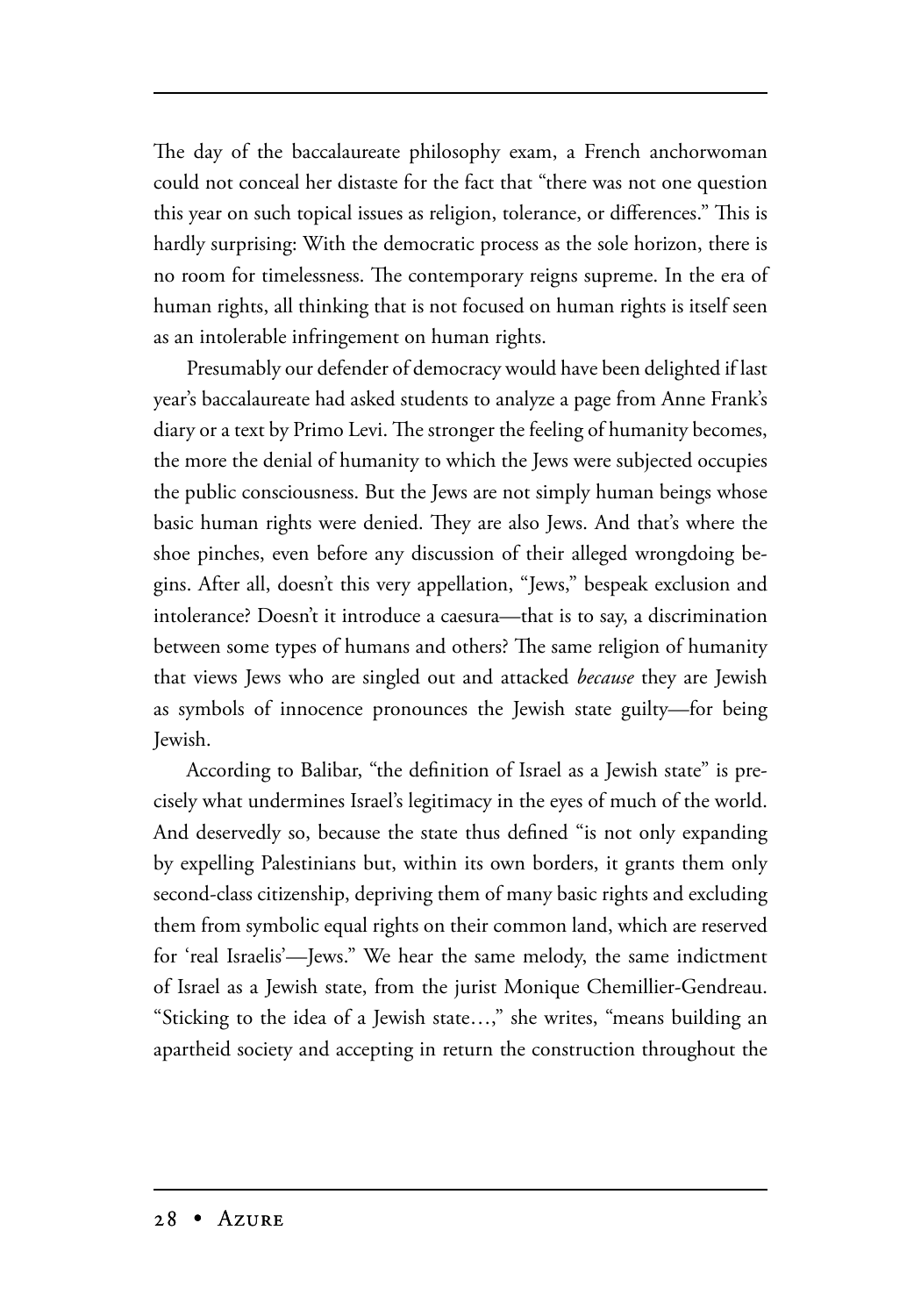The day of the baccalaureate philosophy exam, a French anchorwoman could not conceal her distaste for the fact that "there was not one question this year on such topical issues as religion, tolerance, or differences." This is hardly surprising: With the democratic process as the sole horizon, there is no room for timelessness. The contemporary reigns supreme. In the era of human rights, all thinking that is not focused on human rights is itself seen as an intolerable infringement on human rights.

Presumably our defender of democracy would have been delighted if last year's baccalaureate had asked students to analyze a page from Anne Frank's diary or a text by Primo Levi. The stronger the feeling of humanity becomes, the more the denial of humanity to which the Jews were subjected occupies the public consciousness. But the Jews are not simply human beings whose basic human rights were denied. They are also Jews. And that's where the shoe pinches, even before any discussion of their alleged wrongdoing begins. After all, doesn't this very appellation, "Jews," bespeak exclusion and intolerance? Doesn't it introduce a caesura—that is to say, a discrimination between some types of humans and others? The same religion of humanity that views Jews who are singled out and attacked *because* they are Jewish as symbols of innocence pronounces the Jewish state guilty—for being Jewish.

According to Balibar, "the definition of Israel as a Jewish state" is precisely what undermines Israel's legitimacy in the eyes of much of the world. And deservedly so, because the state thus defined "is not only expanding by expelling Palestinians but, within its own borders, it grants them only second-class citizenship, depriving them of many basic rights and excluding them from symbolic equal rights on their common land, which are reserved for 'real Israelis'—Jews." We hear the same melody, the same indictment of Israel as a Jewish state, from the jurist Monique Chemillier-Gendreau. "Sticking to the idea of a Jewish state…," she writes, "means building an apartheid society and accepting in return the construction throughout the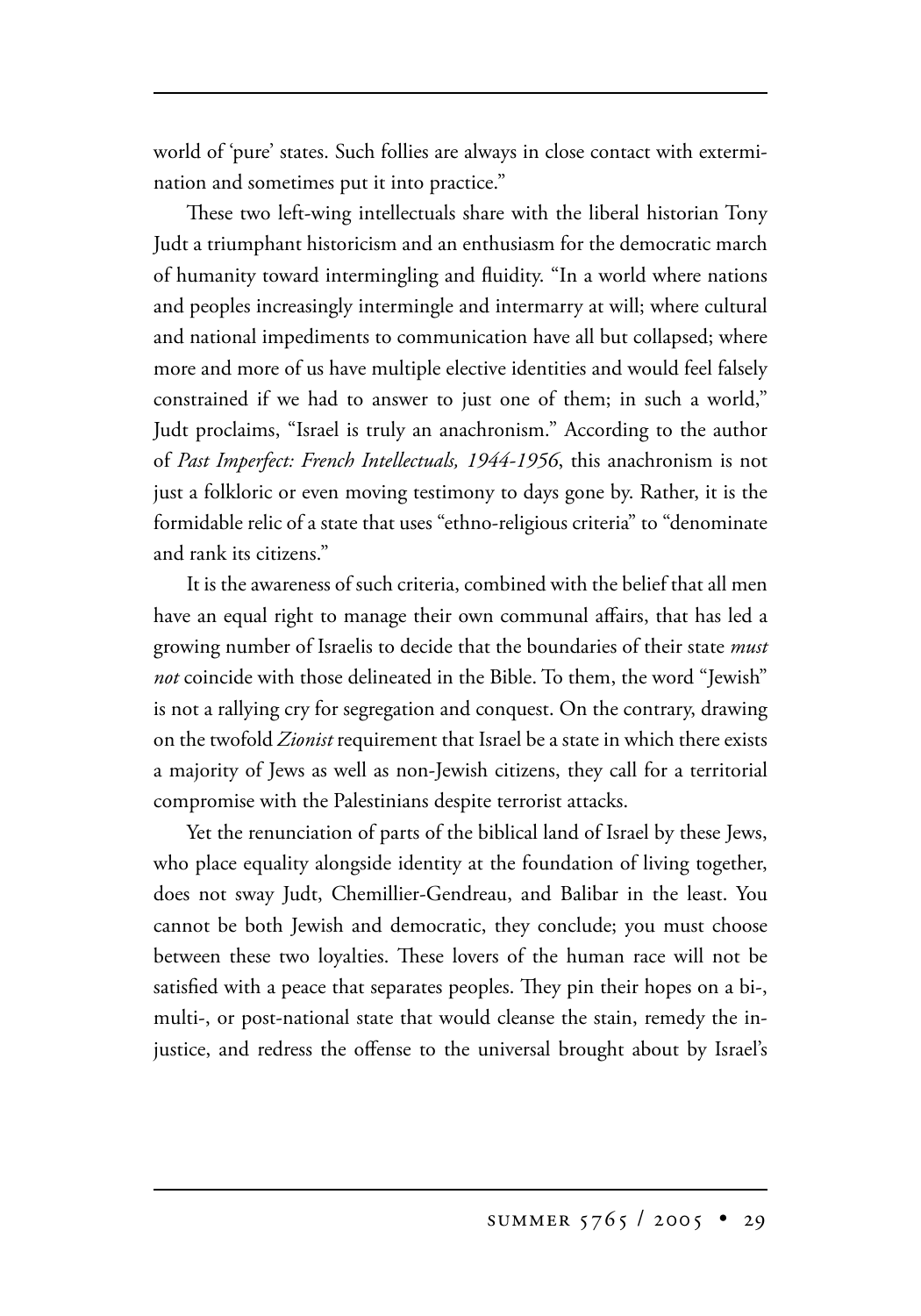world of 'pure' states. Such follies are always in close contact with extermination and sometimes put it into practice."

These two left-wing intellectuals share with the liberal historian Tony Judt a triumphant historicism and an enthusiasm for the democratic march of humanity toward intermingling and fluidity. "In a world where nations and peoples increasingly intermingle and intermarry at will; where cultural and national impediments to communication have all but collapsed; where more and more of us have multiple elective identities and would feel falsely constrained if we had to answer to just one of them; in such a world," Judt proclaims, "Israel is truly an anachronism." According to the author of *Past Imperfect: French Intellectuals, 1944-1956*, this anachronism is not just a folkloric or even moving testimony to days gone by. Rather, it is the formidable relic of a state that uses "ethno-religious criteria" to "denominate and rank its citizens."

It is the awareness of such criteria, combined with the belief that all men have an equal right to manage their own communal affairs, that has led a growing number of Israelis to decide that the boundaries of their state *must not* coincide with those delineated in the Bible. To them, the word "Jewish" is not a rallying cry for segregation and conquest. On the contrary, drawing on the twofold *Zionist* requirement that Israel be a state in which there exists a majority of Jews as well as non-Jewish citizens, they call for a territorial compromise with the Palestinians despite terrorist attacks.

Yet the renunciation of parts of the biblical land of Israel by these Jews, who place equality alongside identity at the foundation of living together, does not sway Judt, Chemillier-Gendreau, and Balibar in the least. You cannot be both Jewish and democratic, they conclude; you must choose between these two loyalties. These lovers of the human race will not be satisfied with a peace that separates peoples. They pin their hopes on a bi-, multi-, or post-national state that would cleanse the stain, remedy the injustice, and redress the offense to the universal brought about by Israel's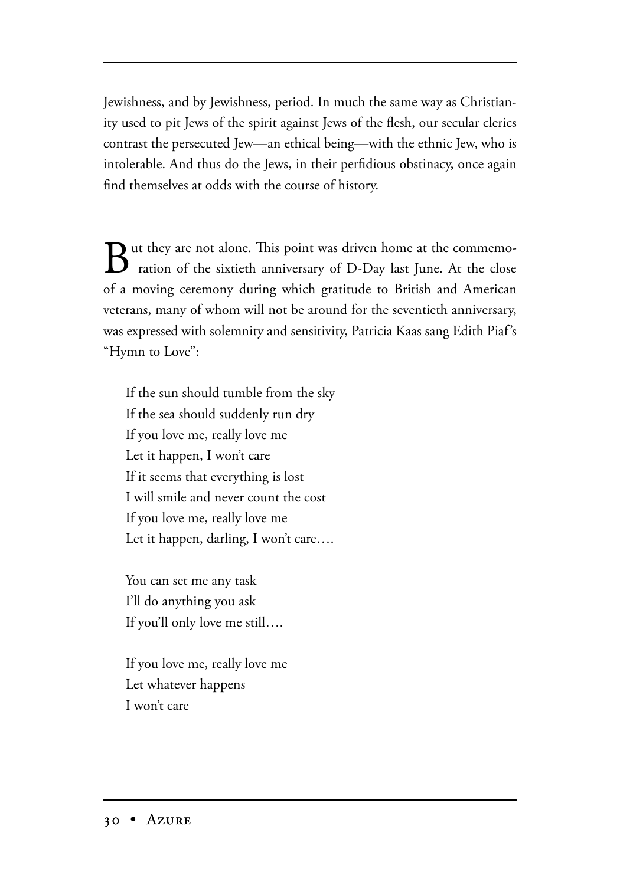Jewishness, and by Jewishness, period. In much the same way as Christianity used to pit Jews of the spirit against Jews of the flesh, our secular clerics contrast the persecuted Jew—an ethical being—with the ethnic Jew, who is intolerable. And thus do the Jews, in their perfidious obstinacy, once again find themselves at odds with the course of history.

But they are not alone. This point was driven home at the commemoration of the sixtieth anniversary of D-Day last June. At the close of a moving ceremony during which gratitude to British and American veterans, many of whom will not be around for the seventieth anniversary, was expressed with solemnity and sensitivity, Patricia Kaas sang Edith Piaf's "Hymn to Love":

> If the sun should tumble from the sky
> If the sea should suddenly run dry
> If you love me, really love me
> Let it happen, I won't care
> If it seems that everything is lost
> I will smile and never count the cost
> If you love me, really love me
> Let it happen, darling, I won't care….
>
> You can set me any task
> I'll do anything you ask
> If you'll only love me still….
>
> If you love me, really love me
> Let whatever happens
> I won't care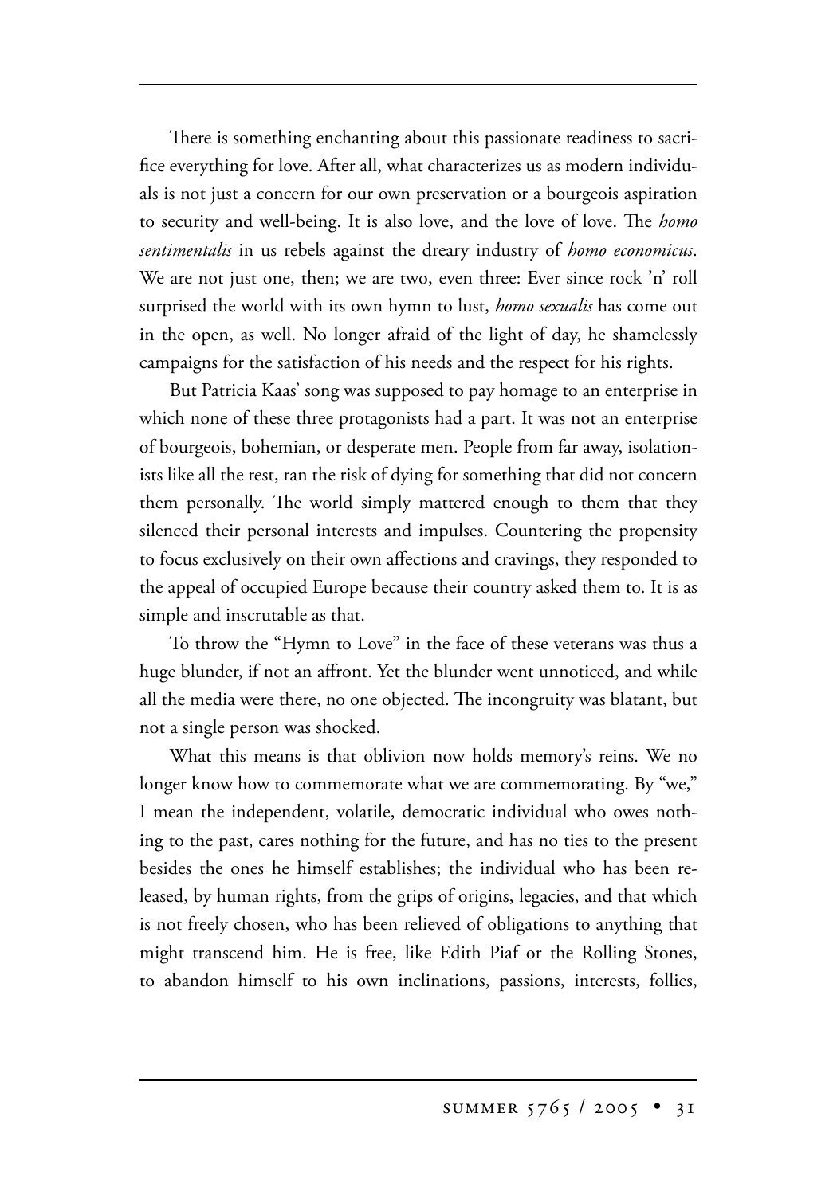There is something enchanting about this passionate readiness to sacrifice everything for love. After all, what characterizes us as modern individuals is not just a concern for our own preservation or a bourgeois aspiration to security and well-being. It is also love, and the love of love. The *homo sentimentalis* in us rebels against the dreary industry of *homo economicus*. We are not just one, then; we are two, even three: Ever since rock 'n' roll surprised the world with its own hymn to lust, *homo sexualis* has come out in the open, as well. No longer afraid of the light of day, he shamelessly campaigns for the satisfaction of his needs and the respect for his rights.

But Patricia Kaas' song was supposed to pay homage to an enterprise in which none of these three protagonists had a part. It was not an enterprise of bourgeois, bohemian, or desperate men. People from far away, isolationists like all the rest, ran the risk of dying for something that did not concern them personally. The world simply mattered enough to them that they silenced their personal interests and impulses. Countering the propensity to focus exclusively on their own affections and cravings, they responded to the appeal of occupied Europe because their country asked them to. It is as simple and inscrutable as that.

To throw the "Hymn to Love" in the face of these veterans was thus a huge blunder, if not an affront. Yet the blunder went unnoticed, and while all the media were there, no one objected. The incongruity was blatant, but not a single person was shocked.

What this means is that oblivion now holds memory's reins. We no longer know how to commemorate what we are commemorating. By "we," I mean the independent, volatile, democratic individual who owes nothing to the past, cares nothing for the future, and has no ties to the present besides the ones he himself establishes; the individual who has been released, by human rights, from the grips of origins, legacies, and that which is not freely chosen, who has been relieved of obligations to anything that might transcend him. He is free, like Edith Piaf or the Rolling Stones, to abandon himself to his own inclinations, passions, interests, follies,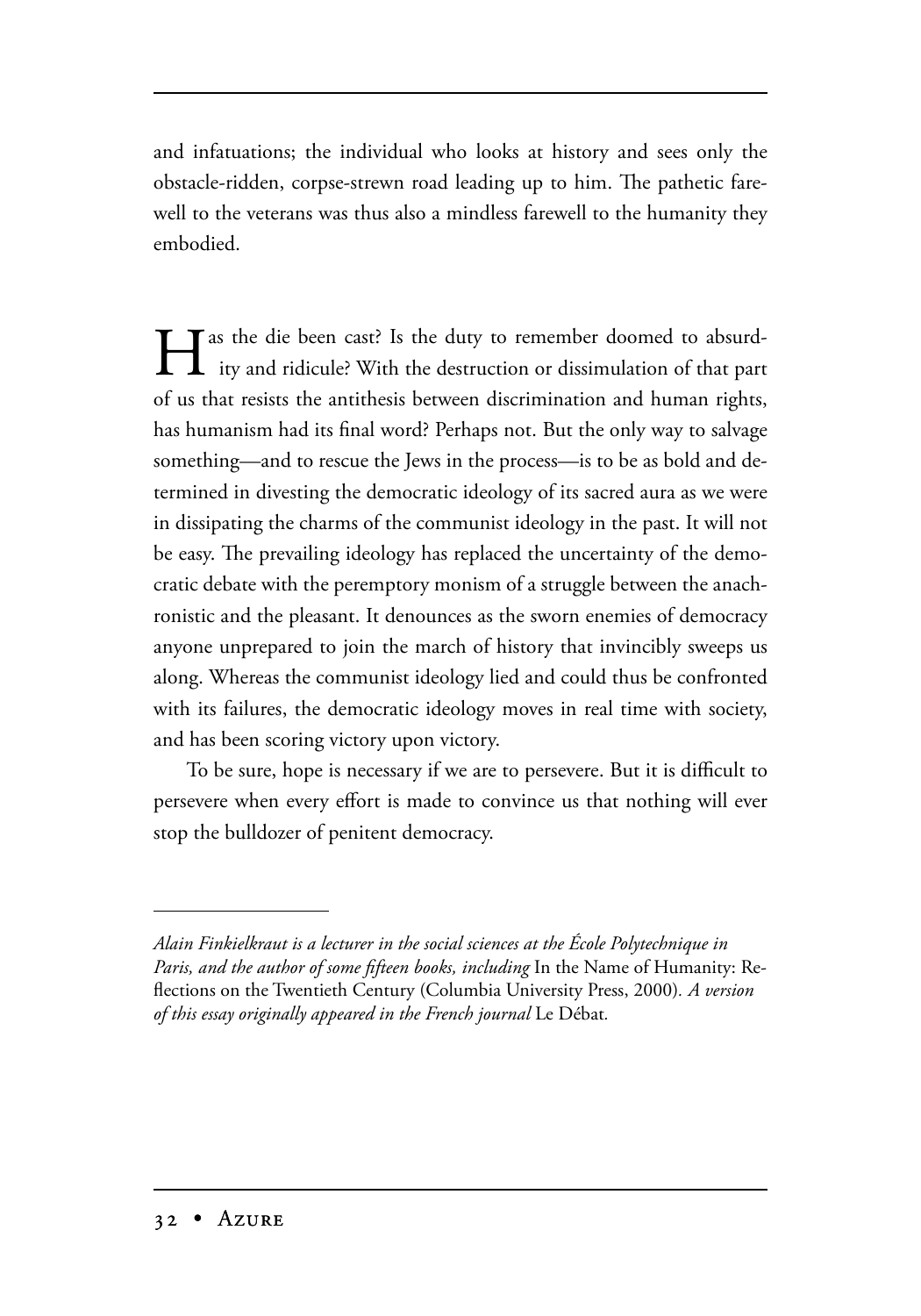and infatuations; the individual who looks at history and sees only the obstacle-ridden, corpse-strewn road leading up to him. The pathetic farewell to the veterans was thus also a mindless farewell to the humanity they embodied.

Has the die been cast? Is the duty to remember doomed to absurdity and ridicule? With the destruction or dissimulation of that part of us that resists the antithesis between discrimination and human rights, has humanism had its final word? Perhaps not. But the only way to salvage something—and to rescue the Jews in the process—is to be as bold and determined in divesting the democratic ideology of its sacred aura as we were in dissipating the charms of the communist ideology in the past. It will not be easy. The prevailing ideology has replaced the uncertainty of the democratic debate with the peremptory monism of a struggle between the anachronistic and the pleasant. It denounces as the sworn enemies of democracy anyone unprepared to join the march of history that invincibly sweeps us along. Whereas the communist ideology lied and could thus be confronted with its failures, the democratic ideology moves in real time with society, and has been scoring victory upon victory.

To be sure, hope is necessary if we are to persevere. But it is difficult to persevere when every effort is made to convince us that nothing will ever stop the bulldozer of penitent democracy.

---

*Alain Finkielkraut is a lecturer in the social sciences at the École Polytechnique in Paris, and the author of some fifteen books, including* In the Name of Humanity: Reflections on the Twentieth Century (Columbia University Press, 2000). *A version of this essay originally appeared in the French journal* Le Débat.